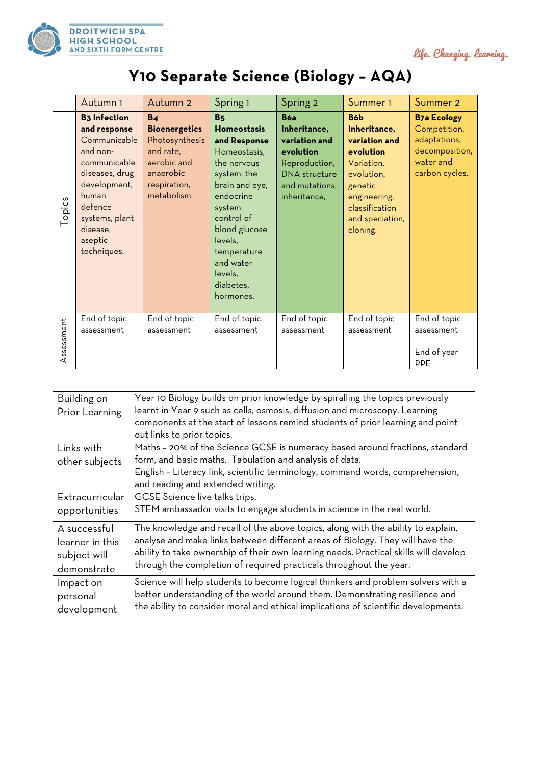DROITWICH SPA HIGH SCHOOL AND SIXTH FORM CENTRE

Life. Changing. Learning.

# Y10 Separate Science (Biology – AQA)

| | Autumn 1 | Autumn 2 | Spring 1 | Spring 2 | Summer 1 | Summer 2 |
|---|---|---|---|---|---|---|
| Topics | **B3 Infection and response** Communicable and non-communicable diseases, drug development, human defence systems, plant disease, aseptic techniques. | **B4 Bioenergetics** Photosynthesis and rate, aerobic and anaerobic respiration, metabolism. | **B5 Homeostasis and Response** Homeostasis, the nervous system, the brain and eye, endocrine system, control of blood glucose levels, temperature and water levels, diabetes, hormones. | **B6a Inheritance, variation and evolution** Reproduction, DNA structure and mutations, inheritance, | **B6b Inheritance, variation and evolution** Variation, evolution, genetic engineering, classification and speciation, cloning. | **B7a Ecology** Competition, adaptations, decomposition, water and carbon cycles. |
| Assessment | End of topic assessment | End of topic assessment | End of topic assessment | End of topic assessment | End of topic assessment | End of topic assessment<br><br>End of year PPE |

| | |
|---|---|
| Building on Prior Learning | Year 10 Biology builds on prior knowledge by spiralling the topics previously learnt in Year 9 such as cells, osmosis, diffusion and microscopy. Learning components at the start of lessons remind students of prior learning and point out links to prior topics. |
| Links with other subjects | Maths – 20% of the Science GCSE is numeracy based around fractions, standard form, and basic maths. Tabulation and analysis of data.<br>English – Literacy link, scientific terminology, command words, comprehension, and reading and extended writing. |
| Extracurricular opportunities | GCSE Science live talks trips.<br>STEM ambassador visits to engage students in science in the real world. |
| A successful learner in this subject will demonstrate | The knowledge and recall of the above topics, along with the ability to explain, analyse and make links between different areas of Biology. They will have the ability to take ownership of their own learning needs. Practical skills will develop through the completion of required practicals throughout the year. |
| Impact on personal development | Science will help students to become logical thinkers and problem solvers with a better understanding of the world around them. Demonstrating resilience and the ability to consider moral and ethical implications of scientific developments. |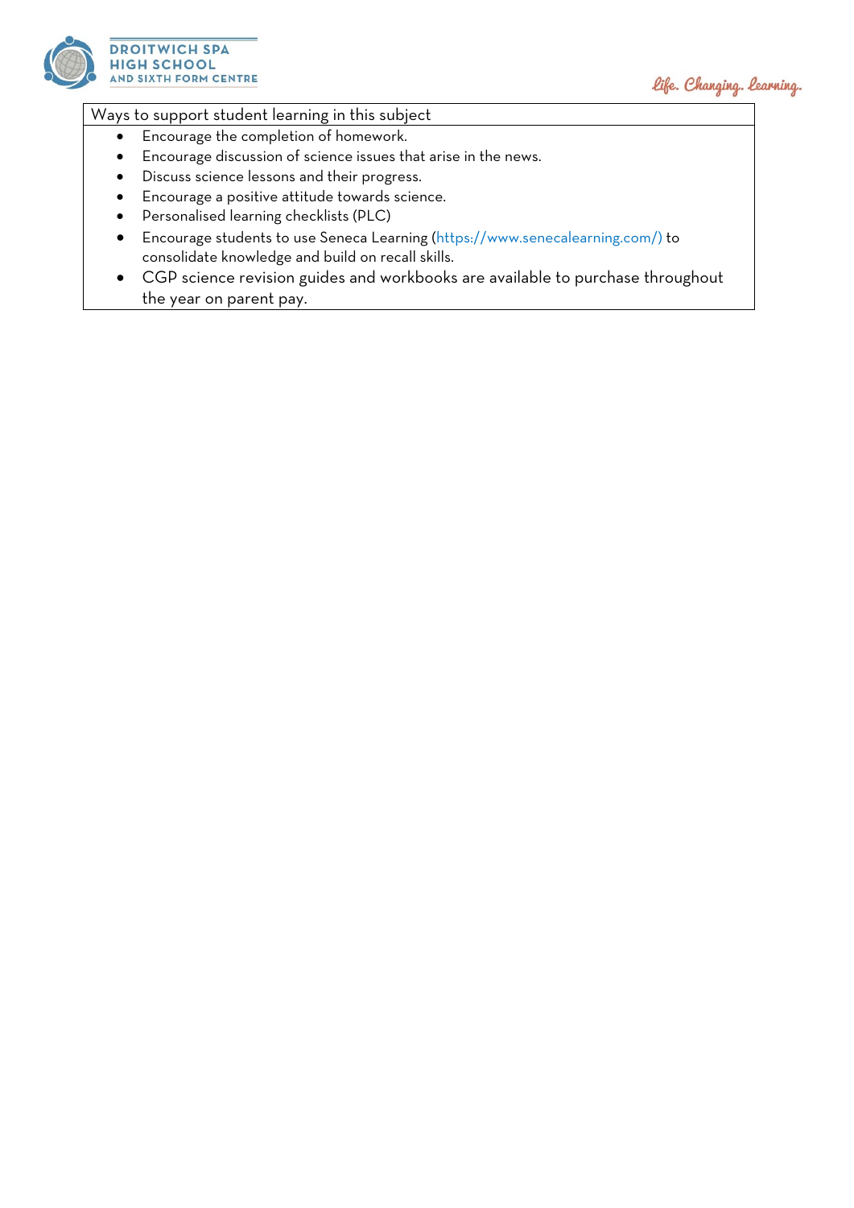| Ways to support student learning in this subject |
| --- |
| • Encourage the completion of homework.<br>• Encourage discussion of science issues that arise in the news.<br>• Discuss science lessons and their progress.<br>• Encourage a positive attitude towards science.<br>• Personalised learning checklists (PLC)<br>• Encourage students to use Seneca Learning (https://www.senecalearning.com/) to consolidate knowledge and build on recall skills.<br>• CGP science revision guides and workbooks are available to purchase throughout the year on parent pay. |